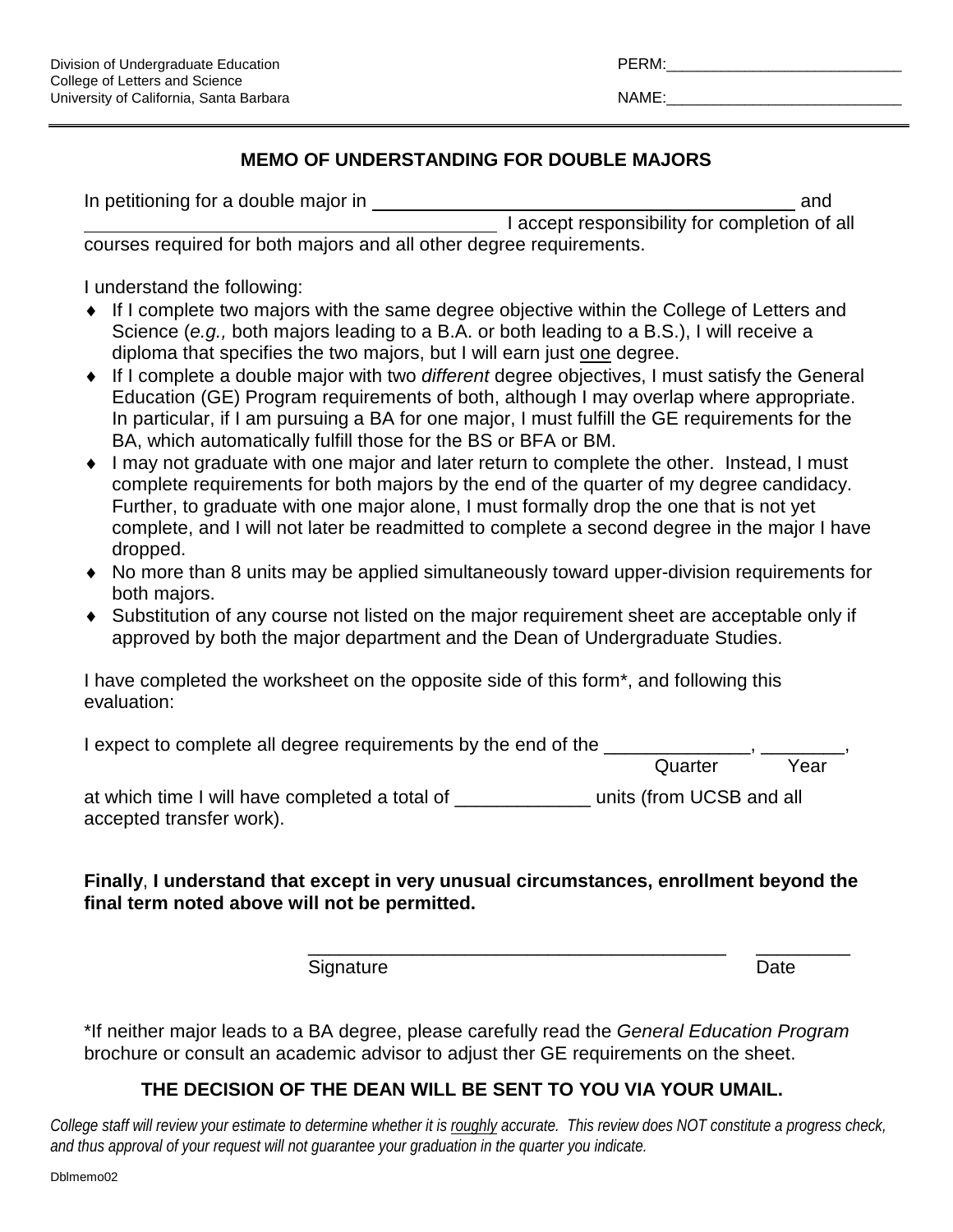Division of Undergraduate Education
College of Letters and Science
University of California, Santa Barbara

PERM:___________________________

NAME:___________________________

## MEMO OF UNDERSTANDING FOR DOUBLE MAJORS

In petitioning for a double major in __________________________________________ and __________________________________________ I accept responsibility for completion of all courses required for both majors and all other degree requirements.

I understand the following:

- If I complete two majors with the same degree objective within the College of Letters and Science (*e.g.,* both majors leading to a B.A. or both leading to a B.S.), I will receive a diploma that specifies the two majors, but I will earn just one degree.
- If I complete a double major with two *different* degree objectives, I must satisfy the General Education (GE) Program requirements of both, although I may overlap where appropriate. In particular, if I am pursuing a BA for one major, I must fulfill the GE requirements for the BA, which automatically fulfill those for the BS or BFA or BM.
- I may not graduate with one major and later return to complete the other. Instead, I must complete requirements for both majors by the end of the quarter of my degree candidacy. Further, to graduate with one major alone, I must formally drop the one that is not yet complete, and I will not later be readmitted to complete a second degree in the major I have dropped.
- No more than 8 units may be applied simultaneously toward upper-division requirements for both majors.
- Substitution of any course not listed on the major requirement sheet are acceptable only if approved by both the major department and the Dean of Undergraduate Studies.

I have completed the worksheet on the opposite side of this form*, and following this evaluation:

I expect to complete all degree requirements by the end of the ______________, ________,
Quarter Year

at which time I will have completed a total of _____________ units (from UCSB and all accepted transfer work).

**Finally**, **I understand that except in very unusual circumstances, enrollment beyond the final term noted above will not be permitted.**

__________________________________________ _________
Signature Date

*If neither major leads to a BA degree, please carefully read the *General Education Program* brochure or consult an academic advisor to adjust ther GE requirements on the sheet.

**THE DECISION OF THE DEAN WILL BE SENT TO YOU VIA YOUR UMAIL.**

*College staff will review your estimate to determine whether it is roughly accurate. This review does NOT constitute a progress check, and thus approval of your request will not guarantee your graduation in the quarter you indicate.*

Dblmemo02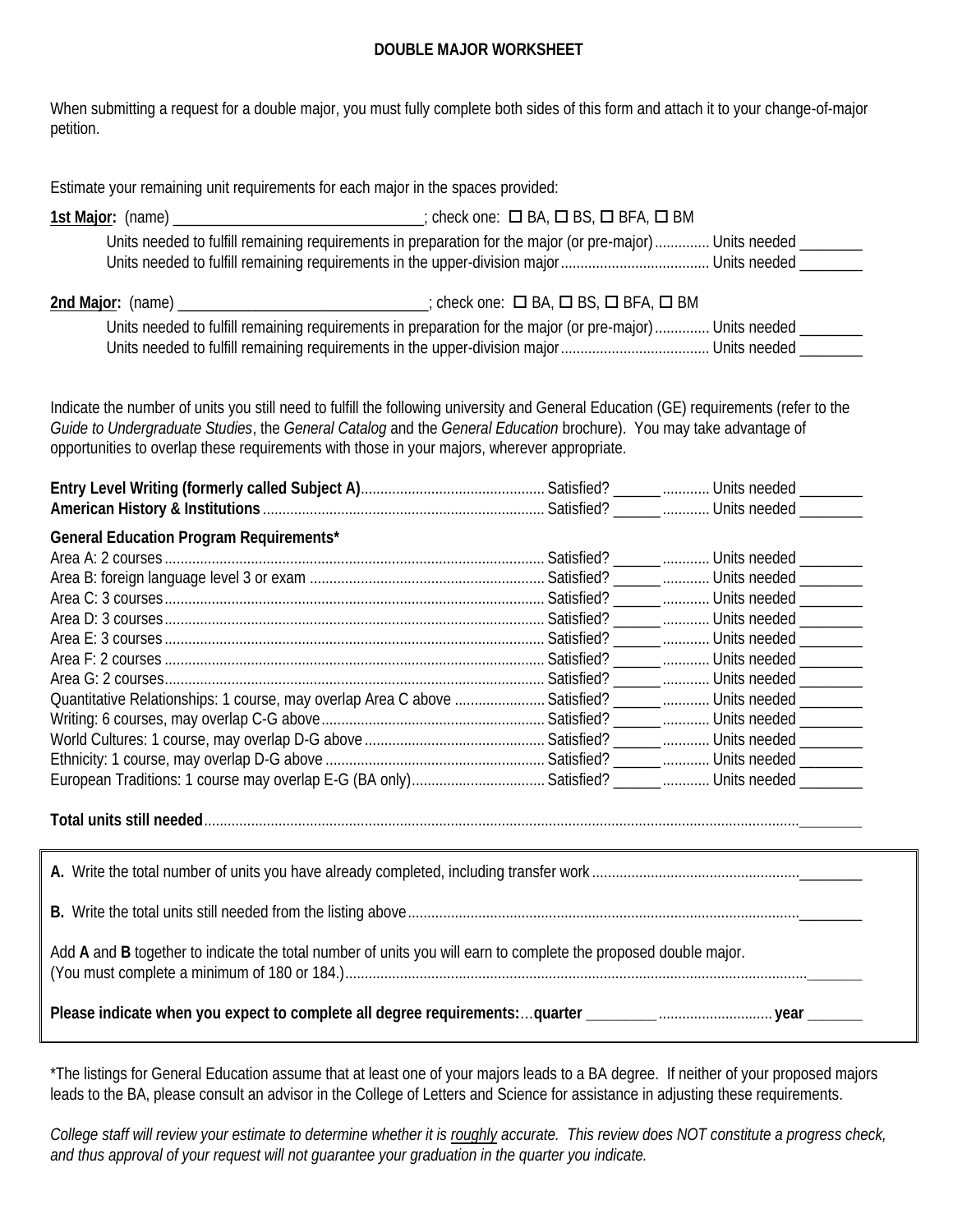# DOUBLE MAJOR WORKSHEET

When submitting a request for a double major, you must fully complete both sides of this form and attach it to your change-of-major petition.

Estimate your remaining unit requirements for each major in the spaces provided:

**1st Major:** (name) ________________________________; check one: ☐ BA, ☐ BS, ☐ BFA, ☐ BM

Units needed to fulfill remaining requirements in preparation for the major (or pre-major) .............. Units needed ________

Units needed to fulfill remaining requirements in the upper-division major ...................................... Units needed ________

**2nd Major:** (name) ________________________________; check one: ☐ BA, ☐ BS, ☐ BFA, ☐ BM

Units needed to fulfill remaining requirements in preparation for the major (or pre-major) .............. Units needed ________

Units needed to fulfill remaining requirements in the upper-division major ...................................... Units needed ________

Indicate the number of units you still need to fulfill the following university and General Education (GE) requirements (refer to the *Guide to Undergraduate Studies*, the *General Catalog* and the *General Education* brochure). You may take advantage of opportunities to overlap these requirements with those in your majors, wherever appropriate.

**Entry Level Writing (formerly called Subject A)**............................................... Satisfied? ______ ............ Units needed ________

**American History & Institutions**........................................................................ Satisfied? ______ ............ Units needed ________

**General Education Program Requirements***

Area A: 2 courses ................................................................................................. Satisfied? ______ ............ Units needed ________

Area B: foreign language level 3 or exam ............................................................ Satisfied? ______ ............ Units needed ________

Area C: 3 courses ................................................................................................. Satisfied? ______ ............ Units needed ________

Area D: 3 courses ................................................................................................. Satisfied? ______ ............ Units needed ________

Area E: 3 courses ................................................................................................. Satisfied? ______ ............ Units needed ________

Area F: 2 courses ................................................................................................. Satisfied? ______ ............ Units needed ________

Area G: 2 courses ................................................................................................. Satisfied? ______ ............ Units needed ________

Quantitative Relationships: 1 course, may overlap Area C above ....................... Satisfied? ______ ............ Units needed ________

Writing: 6 courses, may overlap C-G above ......................................................... Satisfied? ______ ............ Units needed ________

World Cultures: 1 course, may overlap D-G above .............................................. Satisfied? ______ ............ Units needed ________

Ethnicity: 1 course, may overlap D-G above ........................................................ Satisfied? ______ ............ Units needed ________

European Traditions: 1 course may overlap E-G (BA only) .................................. Satisfied? ______ ............ Units needed ________

**Total units still needed**......................................................................................................................................... ________

**A.** Write the total number of units you have already completed, including transfer work ........................................ ________

**B.** Write the total units still needed from the listing above .................................................................................... ________

Add **A** and **B** together to indicate the total number of units you will earn to complete the proposed double major. (You must complete a minimum of 180 or 184.) ........................................................................................................ ________

**Please indicate when you expect to complete all degree requirements:**...**quarter** ________ ............................ **year** _______

*The listings for General Education assume that at least one of your majors leads to a BA degree. If neither of your proposed majors leads to the BA, please consult an advisor in the College of Letters and Science for assistance in adjusting these requirements.

*College staff will review your estimate to determine whether it is roughly accurate. This review does NOT constitute a progress check, and thus approval of your request will not guarantee your graduation in the quarter you indicate.*